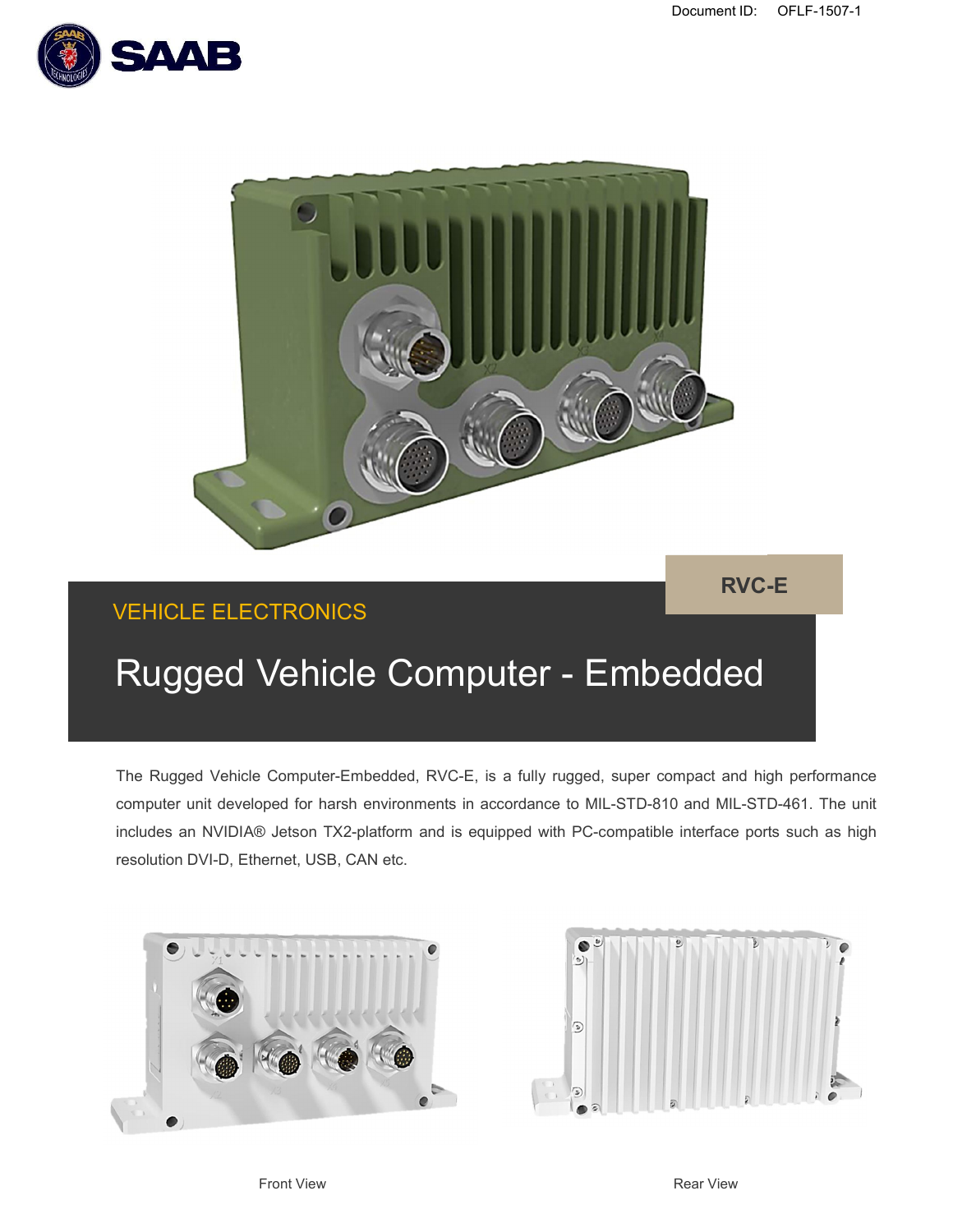Document ID: OFLF-1507-1

RVC-E

VEHICLE ELECTRONICS

# Rugged Vehicle Computer - Embedded

The Rugged Vehicle Computer-Embedded, RVC-E, is a fully rugged, super compact and high performance computer unit developed for harsh environments in accordance to MIL-STD-810 and MIL-STD-461. The unit includes an NVIDIA® Jetson TX2-platform and is equipped with PC-compatible interface ports such as high resolution DVI-D, Ethernet, USB, CAN etc.

Front View

Rear View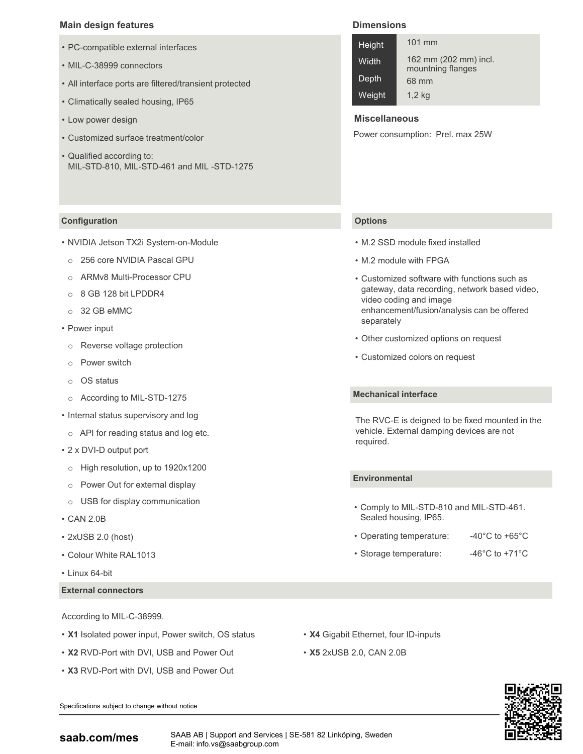## Main design features

- PC-compatible external interfaces
- MIL-C-38999 connectors
- All interface ports are filtered/transient protected
- Climatically sealed housing, IP65
- Low power design
- Customized surface treatment/color
- Qualified according to:
  MIL-STD-810, MIL-STD-461 and MIL -STD-1275

## Dimensions

| | |
|---|---|
| Height | 101 mm |
| Width | 162 mm (202 mm) incl. mountning flanges |
| Depth | 68 mm |
| Weight | 1,2 kg |

## Miscellaneous

Power consumption: Prel. max 25W

## Configuration

- NVIDIA Jetson TX2i System-on-Module
  - 256 core NVIDIA Pascal GPU
  - ARMv8 Multi-Processor CPU
  - 8 GB 128 bit LPDDR4
  - 32 GB eMMC
- Power input
  - Reverse voltage protection
  - Power switch
  - OS status
  - According to MIL-STD-1275
- Internal status supervisory and log
  - API for reading status and log etc.
- 2 x DVI-D output port
  - High resolution, up to 1920x1200
  - Power Out for external display
  - USB for display communication
- CAN 2.0B
- 2xUSB 2.0 (host)
- Colour White RAL1013
- Linux 64-bit

## Options

- M.2 SSD module fixed installed
- M.2 module with FPGA
- Customized software with functions such as gateway, data recording, network based video, video coding and image enhancement/fusion/analysis can be offered separately
- Other customized options on request
- Customized colors on request

## Mechanical interface

The RVC-E is deigned to be fixed mounted in the vehicle. External damping devices are not required.

## Environmental

- Comply to MIL-STD-810 and MIL-STD-461. Sealed housing, IP65.
- Operating temperature: -40°C to +65°C
- Storage temperature: -46°C to +71°C

## External connectors

According to MIL-C-38999.

- **X1** Isolated power input, Power switch, OS status
- **X2** RVD-Port with DVI, USB and Power Out
- **X3** RVD-Port with DVI, USB and Power Out
- **X4** Gigabit Ethernet, four ID-inputs
- **X5** 2xUSB 2.0, CAN 2.0B

Specifications subject to change without notice

**saab.com/mes**

SAAB AB | Support and Services | SE-581 82 Linköping, Sweden
E-mail: info.vs@saabgroup.com